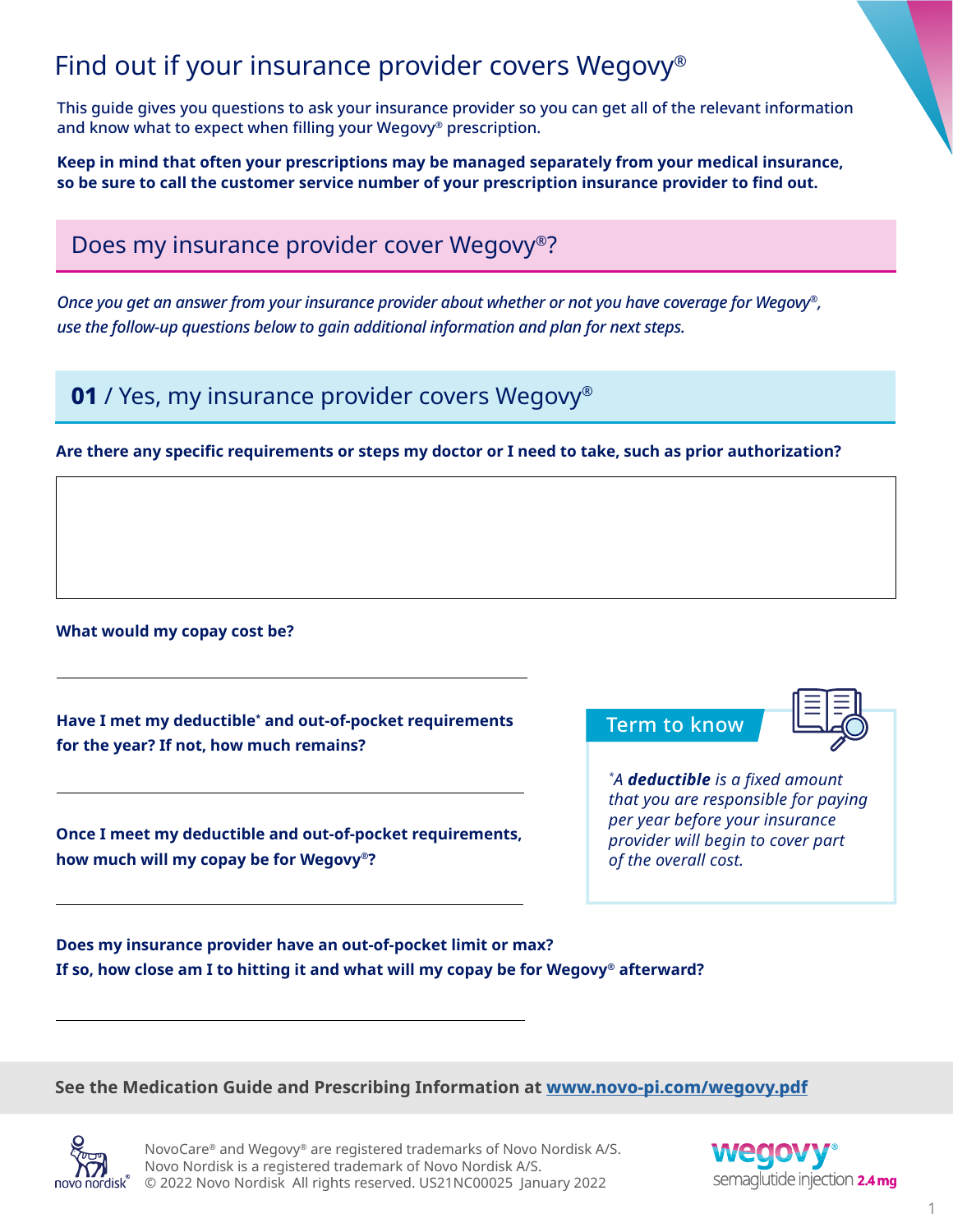# Find out if your insurance provider covers Wegovy®

This guide gives you questions to ask your insurance provider so you can get all of the relevant information and know what to expect when filling your Wegovy® prescription.

**Keep in mind that often your prescriptions may be managed separately from your medical insurance, so be sure to call the customer service number of your prescription insurance provider to find out.**

## Does my insurance provider cover Wegovy®?

*Once you get an answer from your insurance provider about whether or not you have coverage for Wegovy®, use the follow-up questions below to gain additional information and plan for next steps.*

## **01** / Yes, my insurance provider covers Wegovy®

**Are there any specific requirements or steps my doctor or I need to take, such as prior authorization?**

**What would my copay cost be?**

**Have I met my deductible\* and out-of-pocket requirements for the year? If not, how much remains?**

**Once I meet my deductible and out-of-pocket requirements, how much will my copay be for Wegovy®?**

**Does my insurance provider have an out-of-pocket limit or max? If so, how close am I to hitting it and what will my copay be for Wegovy® afterward?**

### Term to know

*\*A **deductible** is a fixed amount that you are responsible for paying per year before your insurance provider will begin to cover part of the overall cost.*

**See the Medication Guide and Prescribing Information at www.novo-pi.com/wegovy.pdf**

NovoCare® and Wegovy® are registered trademarks of Novo Nordisk A/S.
Novo Nordisk is a registered trademark of Novo Nordisk A/S.
© 2022 Novo Nordisk All rights reserved. US21NC00025 January 2022

wegovy® semaglutide injection 2.4 mg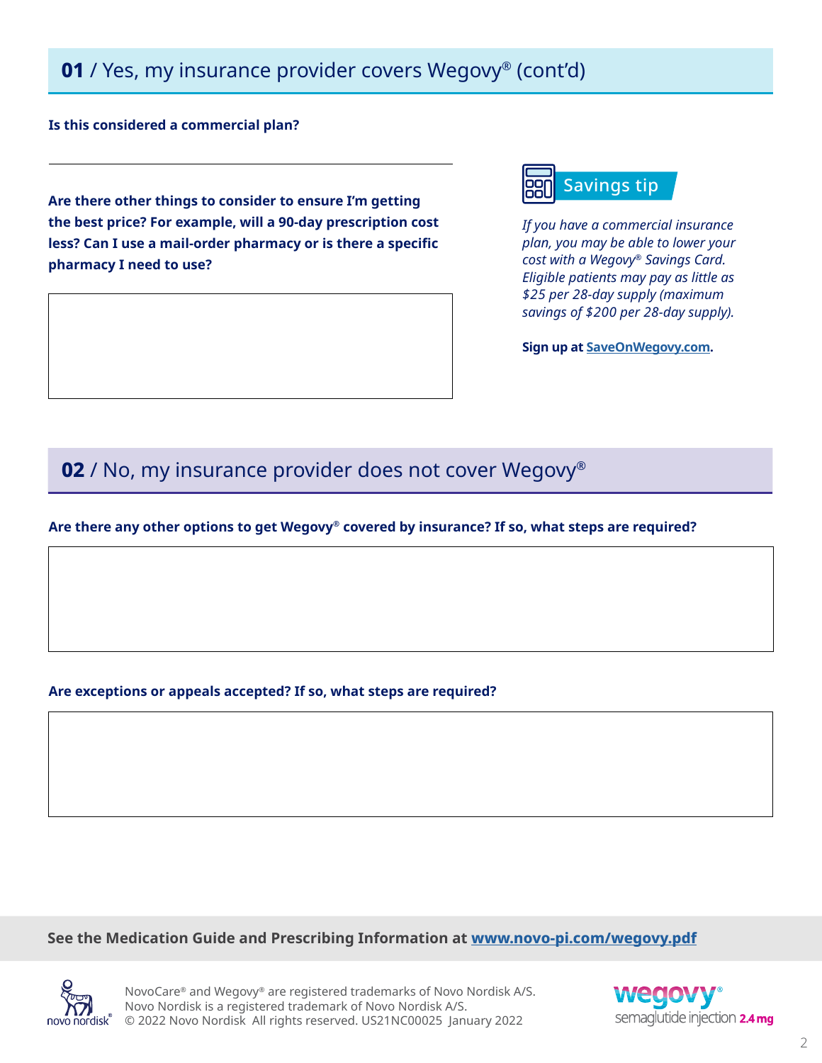## 01 / Yes, my insurance provider covers Wegovy® (cont'd)

**Is this considered a commercial plan?**

**Are there other things to consider to ensure I'm getting the best price? For example, will a 90-day prescription cost less? Can I use a mail-order pharmacy or is there a specific pharmacy I need to use?**

### Savings tip

*If you have a commercial insurance plan, you may be able to lower your cost with a Wegovy® Savings Card. Eligible patients may pay as little as $25 per 28-day supply (maximum savings of $200 per 28-day supply).*

**Sign up at SaveOnWegovy.com.**

## 02 / No, my insurance provider does not cover Wegovy®

**Are there any other options to get Wegovy® covered by insurance? If so, what steps are required?**

**Are exceptions or appeals accepted? If so, what steps are required?**

**See the Medication Guide and Prescribing Information at www.novo-pi.com/wegovy.pdf**

novo nordisk®

NovoCare® and Wegovy® are registered trademarks of Novo Nordisk A/S.
Novo Nordisk is a registered trademark of Novo Nordisk A/S.
© 2022 Novo Nordisk All rights reserved. US21NC00025 January 2022

wegovy® semaglutide injection 2.4 mg